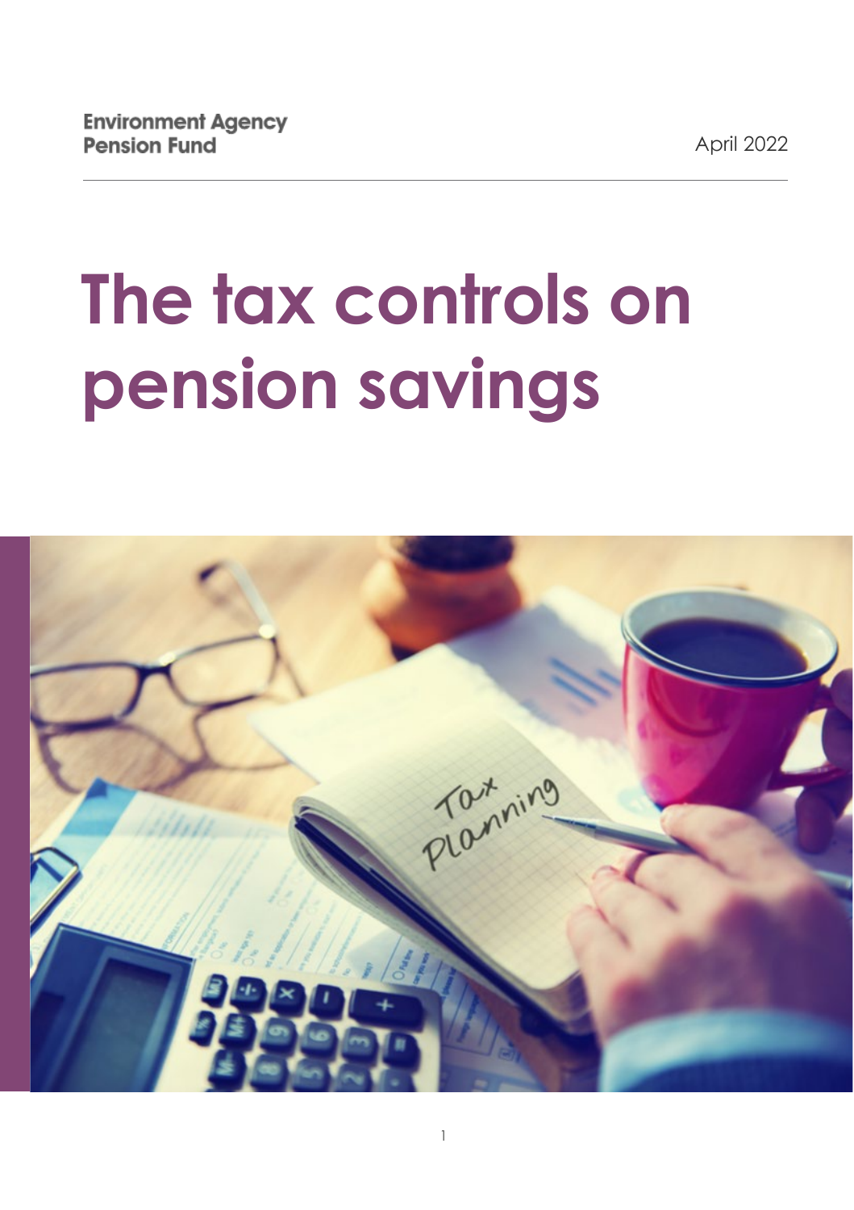Environment Agency
Pension Fund

April 2022

# The tax controls on pension savings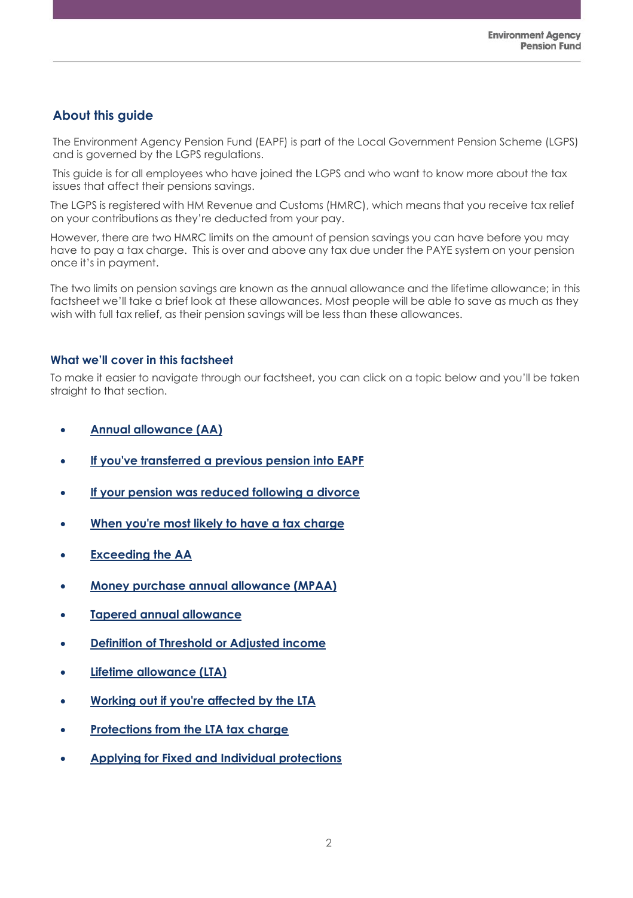## About this guide

The Environment Agency Pension Fund (EAPF) is part of the Local Government Pension Scheme (LGPS) and is governed by the LGPS regulations.

This guide is for all employees who have joined the LGPS and who want to know more about the tax issues that affect their pensions savings.

The LGPS is registered with HM Revenue and Customs (HMRC), which means that you receive tax relief on your contributions as they're deducted from your pay.

However, there are two HMRC limits on the amount of pension savings you can have before you may have to pay a tax charge. This is over and above any tax due under the PAYE system on your pension once it's in payment.

The two limits on pension savings are known as the annual allowance and the lifetime allowance; in this factsheet we'll take a brief look at these allowances. Most people will be able to save as much as they wish with full tax relief, as their pension savings will be less than these allowances.

### What we'll cover in this factsheet

To make it easier to navigate through our factsheet, you can click on a topic below and you'll be taken straight to that section.

- **Annual allowance (AA)**
- **If you've transferred a previous pension into EAPF**
- **If your pension was reduced following a divorce**
- **When you're most likely to have a tax charge**
- **Exceeding the AA**
- **Money purchase annual allowance (MPAA)**
- **Tapered annual allowance**
- **Definition of Threshold or Adjusted income**
- **Lifetime allowance (LTA)**
- **Working out if you're affected by the LTA**
- **Protections from the LTA tax charge**
- **Applying for Fixed and Individual protections**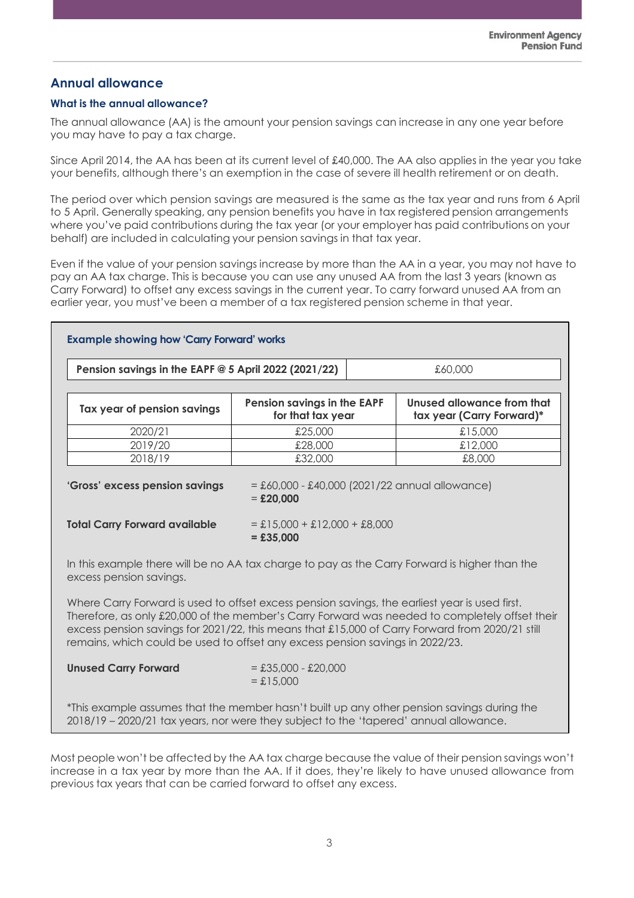## Annual allowance

### What is the annual allowance?

The annual allowance (AA) is the amount your pension savings can increase in any one year before you may have to pay a tax charge.

Since April 2014, the AA has been at its current level of £40,000. The AA also applies in the year you take your benefits, although there's an exemption in the case of severe ill health retirement or on death.

The period over which pension savings are measured is the same as the tax year and runs from 6 April to 5 April. Generally speaking, any pension benefits you have in tax registered pension arrangements where you've paid contributions during the tax year (or your employer has paid contributions on your behalf) are included in calculating your pension savings in that tax year.

Even if the value of your pension savings increase by more than the AA in a year, you may not have to pay an AA tax charge. This is because you can use any unused AA from the last 3 years (known as Carry Forward) to offset any excess savings in the current year. To carry forward unused AA from an earlier year, you must've been a member of a tax registered pension scheme in that year.

### Example showing how 'Carry Forward' works

| Pension savings in the EAPF @ 5 April 2022 (2021/22) | £60,000 |
|---|---|

| Tax year of pension savings | Pension savings in the EAPF for that tax year | Unused allowance from that tax year (Carry Forward)* |
|---|---|---|
| 2020/21 | £25,000 | £15,000 |
| 2019/20 | £28,000 | £12,000 |
| 2018/19 | £32,000 | £8,000 |

**'Gross' excess pension savings** = £60,000 - £40,000 (2021/22 annual allowance)
= **£20,000**

**Total Carry Forward available** = £15,000 + £12,000 + £8,000
**= £35,000**

In this example there will be no AA tax charge to pay as the Carry Forward is higher than the excess pension savings.

Where Carry Forward is used to offset excess pension savings, the earliest year is used first. Therefore, as only £20,000 of the member's Carry Forward was needed to completely offset their excess pension savings for 2021/22, this means that £15,000 of Carry Forward from 2020/21 still remains, which could be used to offset any excess pension savings in 2022/23.

**Unused Carry Forward** = £35,000 - £20,000
= £15,000

*This example assumes that the member hasn't built up any other pension savings during the 2018/19 – 2020/21 tax years, nor were they subject to the 'tapered' annual allowance.

Most people won't be affected by the AA tax charge because the value of their pension savings won't increase in a tax year by more than the AA. If it does, they're likely to have unused allowance from previous tax years that can be carried forward to offset any excess.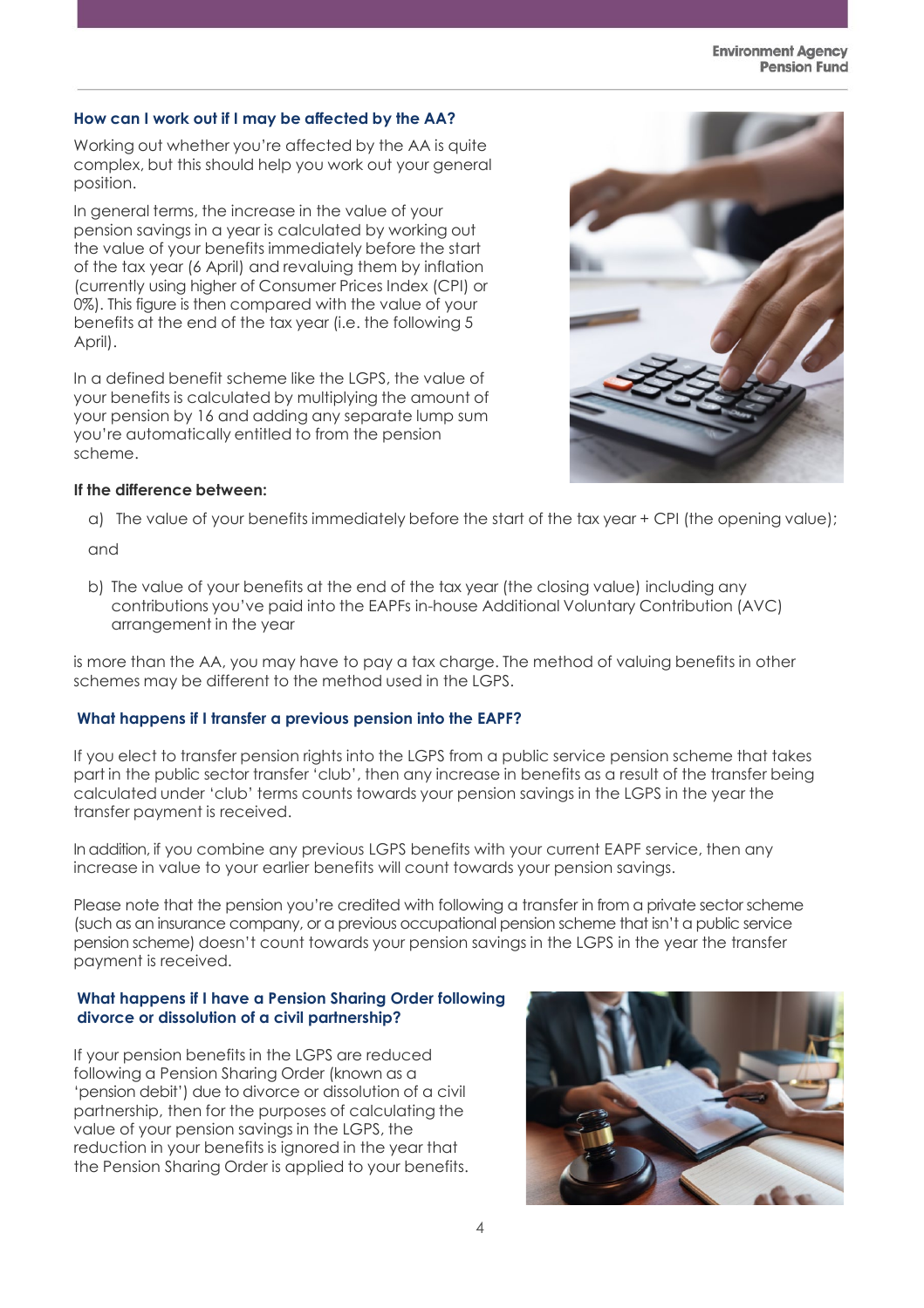### How can I work out if I may be affected by the AA?

Working out whether you're affected by the AA is quite complex, but this should help you work out your general position.

In general terms, the increase in the value of your pension savings in a year is calculated by working out the value of your benefits immediately before the start of the tax year (6 April) and revaluing them by inflation (currently using higher of Consumer Prices Index (CPI) or 0%). This figure is then compared with the value of your benefits at the end of the tax year (i.e. the following 5 April).

In a defined benefit scheme like the LGPS, the value of your benefits is calculated by multiplying the amount of your pension by 16 and adding any separate lump sum you're automatically entitled to from the pension scheme.

**If the difference between:**

a) The value of your benefits immediately before the start of the tax year + CPI (the opening value);

and

b) The value of your benefits at the end of the tax year (the closing value) including any contributions you've paid into the EAPFs in-house Additional Voluntary Contribution (AVC) arrangement in the year

is more than the AA, you may have to pay a tax charge. The method of valuing benefits in other schemes may be different to the method used in the LGPS.

### What happens if I transfer a previous pension into the EAPF?

If you elect to transfer pension rights into the LGPS from a public service pension scheme that takes part in the public sector transfer 'club', then any increase in benefits as a result of the transfer being calculated under 'club' terms counts towards your pension savings in the LGPS in the year the transfer payment is received.

In addition, if you combine any previous LGPS benefits with your current EAPF service, then any increase in value to your earlier benefits will count towards your pension savings.

Please note that the pension you're credited with following a transfer in from a private sector scheme (such as an insurance company, or a previous occupational pension scheme that isn't a public service pension scheme) doesn't count towards your pension savings in the LGPS in the year the transfer payment is received.

### What happens if I have a Pension Sharing Order following divorce or dissolution of a civil partnership?

If your pension benefits in the LGPS are reduced following a Pension Sharing Order (known as a 'pension debit') due to divorce or dissolution of a civil partnership, then for the purposes of calculating the value of your pension savings in the LGPS, the reduction in your benefits is ignored in the year that the Pension Sharing Order is applied to your benefits.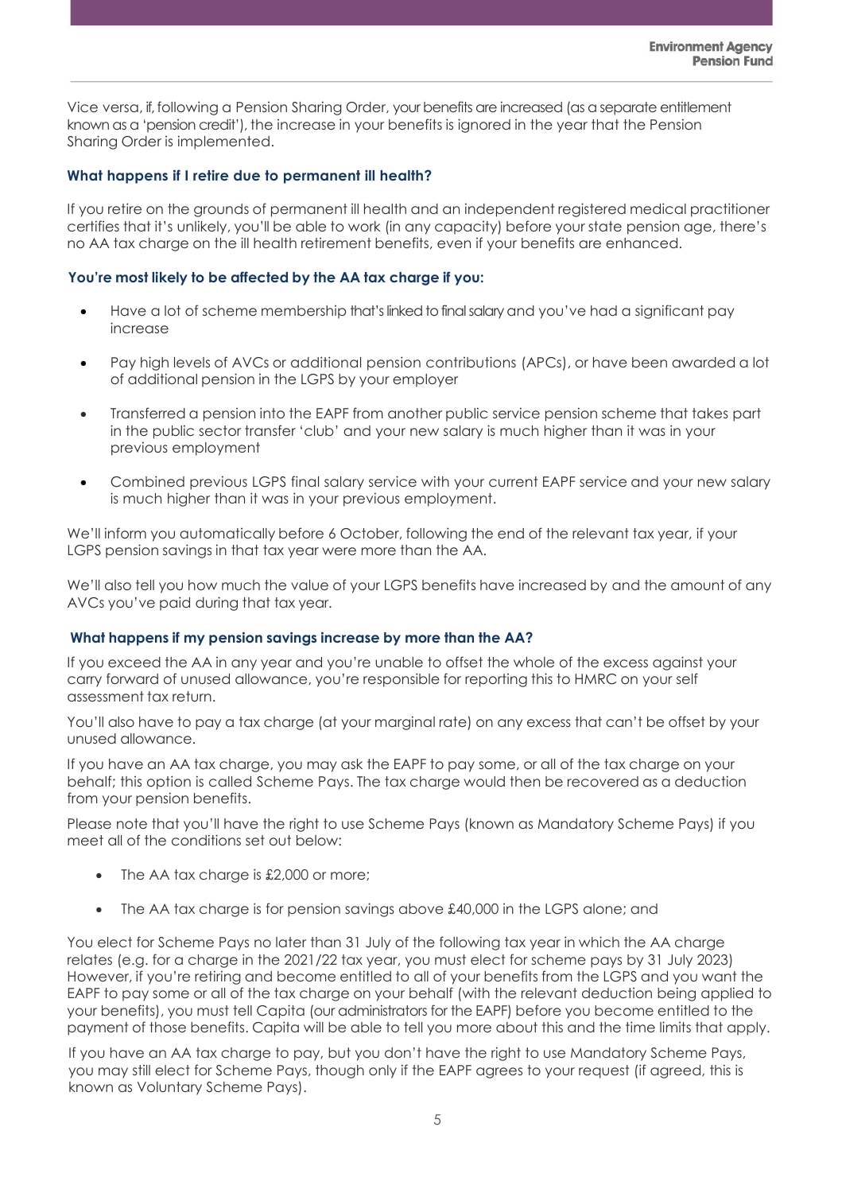Vice versa, if, following a Pension Sharing Order, your benefits are increased (as a separate entitlement known as a 'pension credit'), the increase in your benefits is ignored in the year that the Pension Sharing Order is implemented.

### What happens if I retire due to permanent ill health?

If you retire on the grounds of permanent ill health and an independent registered medical practitioner certifies that it's unlikely, you'll be able to work (in any capacity) before your state pension age, there's no AA tax charge on the ill health retirement benefits, even if your benefits are enhanced.

### You're most likely to be affected by the AA tax charge if you:

- Have a lot of scheme membership that's linked to final salary and you've had a significant pay increase
- Pay high levels of AVCs or additional pension contributions (APCs), or have been awarded a lot of additional pension in the LGPS by your employer
- Transferred a pension into the EAPF from another public service pension scheme that takes part in the public sector transfer 'club' and your new salary is much higher than it was in your previous employment
- Combined previous LGPS final salary service with your current EAPF service and your new salary is much higher than it was in your previous employment.

We'll inform you automatically before 6 October, following the end of the relevant tax year, if your LGPS pension savings in that tax year were more than the AA.

We'll also tell you how much the value of your LGPS benefits have increased by and the amount of any AVCs you've paid during that tax year.

### What happens if my pension savings increase by more than the AA?

If you exceed the AA in any year and you're unable to offset the whole of the excess against your carry forward of unused allowance, you're responsible for reporting this to HMRC on your self assessment tax return.

You'll also have to pay a tax charge (at your marginal rate) on any excess that can't be offset by your unused allowance.

If you have an AA tax charge, you may ask the EAPF to pay some, or all of the tax charge on your behalf; this option is called Scheme Pays. The tax charge would then be recovered as a deduction from your pension benefits.

Please note that you'll have the right to use Scheme Pays (known as Mandatory Scheme Pays) if you meet all of the conditions set out below:

- The AA tax charge is £2,000 or more;
- The AA tax charge is for pension savings above £40,000 in the LGPS alone; and

You elect for Scheme Pays no later than 31 July of the following tax year in which the AA charge relates (e.g. for a charge in the 2021/22 tax year, you must elect for scheme pays by 31 July 2023) However, if you're retiring and become entitled to all of your benefits from the LGPS and you want the EAPF to pay some or all of the tax charge on your behalf (with the relevant deduction being applied to your benefits), you must tell Capita (our administrators for the EAPF) before you become entitled to the payment of those benefits. Capita will be able to tell you more about this and the time limits that apply.

If you have an AA tax charge to pay, but you don't have the right to use Mandatory Scheme Pays, you may still elect for Scheme Pays, though only if the EAPF agrees to your request (if agreed, this is known as Voluntary Scheme Pays).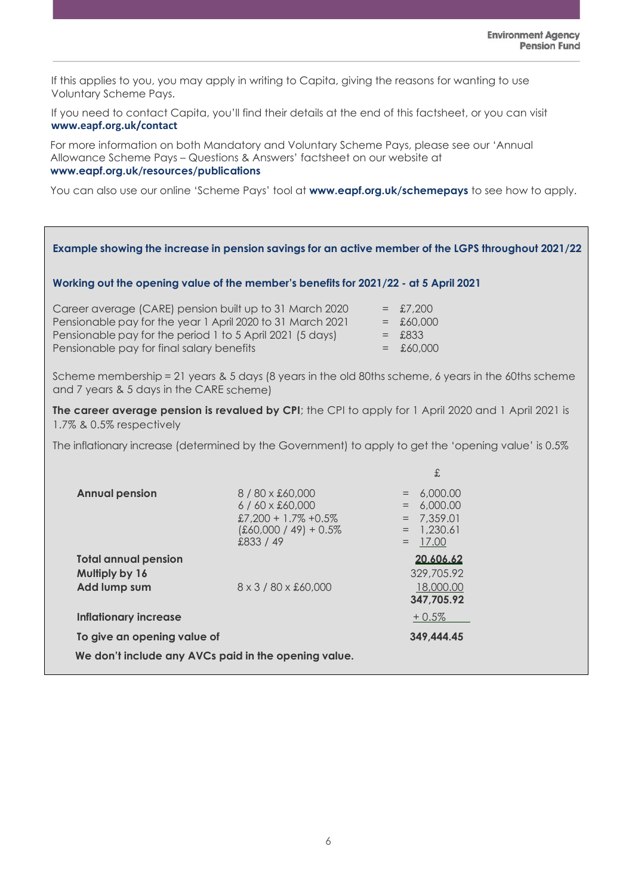If this applies to you, you may apply in writing to Capita, giving the reasons for wanting to use Voluntary Scheme Pays.

If you need to contact Capita, you'll find their details at the end of this factsheet, or you can visit **www.eapf.org.uk/contact**

For more information on both Mandatory and Voluntary Scheme Pays, please see our 'Annual Allowance Scheme Pays – Questions & Answers' factsheet on our website at **www.eapf.org.uk/resources/publications**

You can also use our online 'Scheme Pays' tool at **www.eapf.org.uk/schemepays** to see how to apply.

### Example showing the increase in pension savings for an active member of the LGPS throughout 2021/22

#### Working out the opening value of the member's benefits for 2021/22 - at 5 April 2021

| | | |
|---|---|---|
| Career average (CARE) pension built up to 31 March 2020 | = | £7,200 |
| Pensionable pay for the year 1 April 2020 to 31 March 2021 | = | £60,000 |
| Pensionable pay for the period 1 to 5 April 2021 (5 days) | = | £833 |
| Pensionable pay for final salary benefits | = | £60,000 |

Scheme membership = 21 years & 5 days (8 years in the old 80ths scheme, 6 years in the 60ths scheme and 7 years & 5 days in the CARE scheme)

**The career average pension is revalued by CPI**; the CPI to apply for 1 April 2020 and 1 April 2021 is 1.7% & 0.5% respectively

The inflationary increase (determined by the Government) to apply to get the 'opening value' is 0.5%

| | | £ |
|---|---|---|
| **Annual pension** | 8 / 80 x £60,000 | = 6,000.00 |
| | 6 / 60 x £60,000 | = 6,000.00 |
| | £7,200 + 1.7% +0.5% | = 7,359.01 |
| | (£60,000 / 49) + 0.5% | = 1,230.61 |
| | £833 / 49 | = 17.00 |
| **Total annual pension** | | **20,606.62** |
| **Multiply by 16** | | 329,705.92 |
| **Add lump sum** | 8 x 3 / 80 x £60,000 | 18,000.00 |
| | | **347,705.92** |
| **Inflationary increase** | | + 0.5% |
| **To give an opening value of** | | **349,444.45** |

**We don't include any AVCs paid in the opening value.**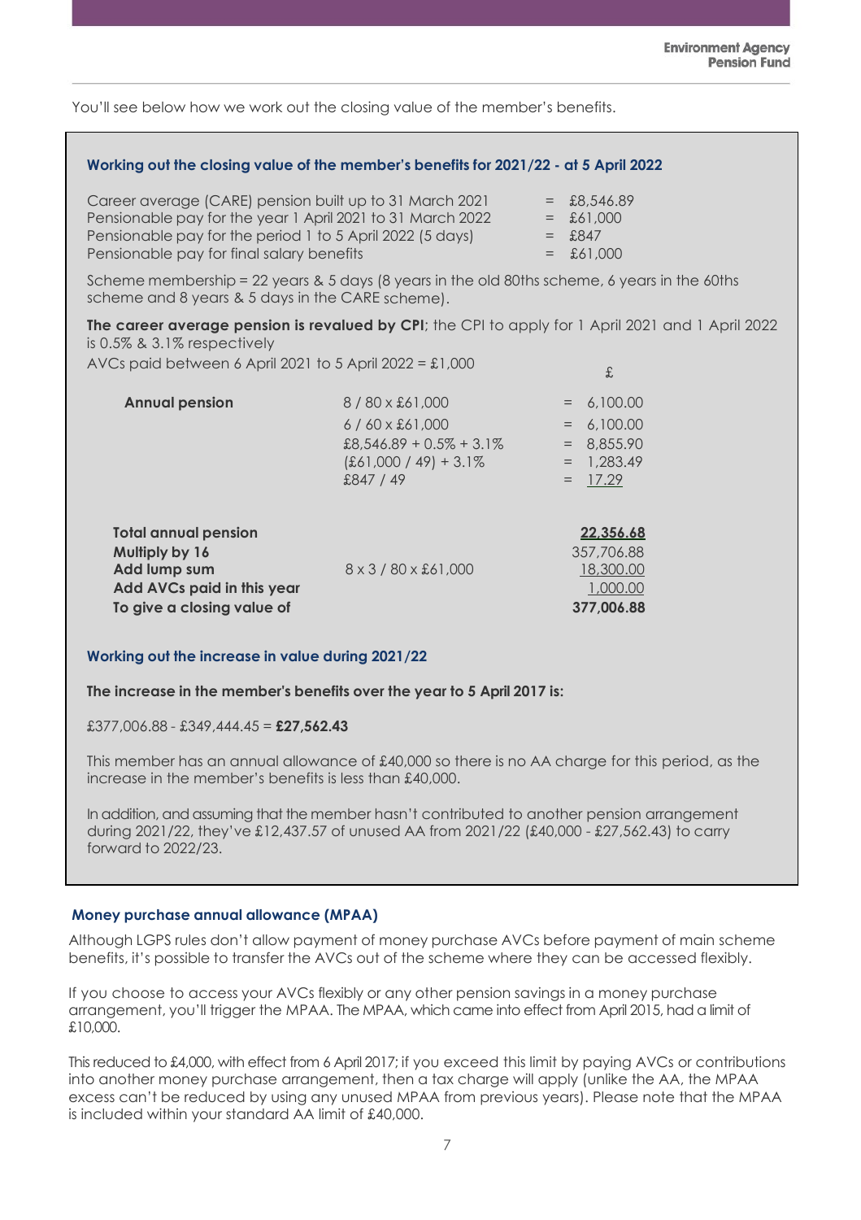You'll see below how we work out the closing value of the member's benefits.

### Working out the closing value of the member's benefits for 2021/22 - at 5 April 2022

| | | |
|---|---|---|
| Career average (CARE) pension built up to 31 March 2021 | = | £8,546.89 |
| Pensionable pay for the year 1 April 2021 to 31 March 2022 | = | £61,000 |
| Pensionable pay for the period 1 to 5 April 2022 (5 days) | = | £847 |
| Pensionable pay for final salary benefits | = | £61,000 |

Scheme membership = 22 years & 5 days (8 years in the old 80ths scheme, 6 years in the 60ths scheme and 8 years & 5 days in the CARE scheme).

**The career average pension is revalued by CPI**; the CPI to apply for 1 April 2021 and 1 April 2022 is 0.5% & 3.1% respectively

AVCs paid between 6 April 2021 to 5 April 2022 = £1,000

| | | | £ |
|---|---|---|---|
| **Annual pension** | 8 / 80 x £61,000 | = | 6,100.00 |
| | 6 / 60 x £61,000 | = | 6,100.00 |
| | £8,546.89 + 0.5% + 3.1% | = | 8,855.90 |
| | (£61,000 / 49) + 3.1% | = | 1,283.49 |
| | £847 / 49 | = | 17.29 |
| **Total annual pension** | | | **22,356.68** |
| **Multiply by 16** | | | 357,706.88 |
| **Add lump sum** | 8 x 3 / 80 x £61,000 | | 18,300.00 |
| **Add AVCs paid in this year** | | | 1,000.00 |
| **To give a closing value of** | | | **377,006.88** |

### Working out the increase in value during 2021/22

**The increase in the member's benefits over the year to 5 April 2017 is:**

£377,006.88 - £349,444.45 = **£27,562.43**

This member has an annual allowance of £40,000 so there is no AA charge for this period, as the increase in the member's benefits is less than £40,000.

In addition, and assuming that the member hasn't contributed to another pension arrangement during 2021/22, they've £12,437.57 of unused AA from 2021/22 (£40,000 - £27,562.43) to carry forward to 2022/23.

### Money purchase annual allowance (MPAA)

Although LGPS rules don't allow payment of money purchase AVCs before payment of main scheme benefits, it's possible to transfer the AVCs out of the scheme where they can be accessed flexibly.

If you choose to access your AVCs flexibly or any other pension savings in a money purchase arrangement, you'll trigger the MPAA. The MPAA, which came into effect from April 2015, had a limit of £10,000.

This reduced to £4,000, with effect from 6 April 2017; if you exceed this limit by paying AVCs or contributions into another money purchase arrangement, then a tax charge will apply (unlike the AA, the MPAA excess can't be reduced by using any unused MPAA from previous years). Please note that the MPAA is included within your standard AA limit of £40,000.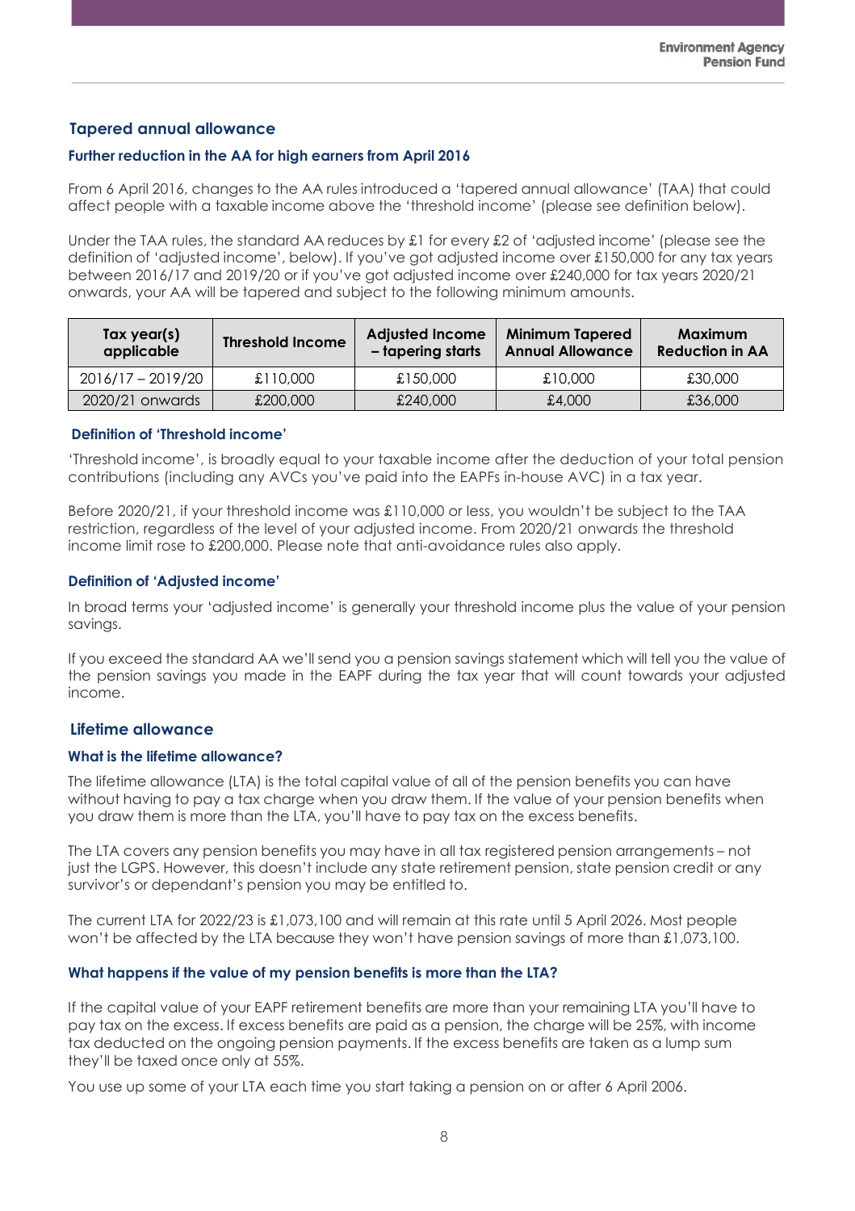## Tapered annual allowance

### Further reduction in the AA for high earners from April 2016

From 6 April 2016, changes to the AA rules introduced a 'tapered annual allowance' (TAA) that could affect people with a taxable income above the 'threshold income' (please see definition below).

Under the TAA rules, the standard AA reduces by £1 for every £2 of 'adjusted income' (please see the definition of 'adjusted income', below). If you've got adjusted income over £150,000 for any tax years between 2016/17 and 2019/20 or if you've got adjusted income over £240,000 for tax years 2020/21 onwards, your AA will be tapered and subject to the following minimum amounts.

| Tax year(s) applicable | Threshold Income | Adjusted Income – tapering starts | Minimum Tapered Annual Allowance | Maximum Reduction in AA |
|---|---|---|---|---|
| 2016/17 – 2019/20 | £110,000 | £150,000 | £10,000 | £30,000 |
| 2020/21 onwards | £200,000 | £240,000 | £4,000 | £36,000 |

### Definition of 'Threshold income'

'Threshold income', is broadly equal to your taxable income after the deduction of your total pension contributions (including any AVCs you've paid into the EAPFs in-house AVC) in a tax year.

Before 2020/21, if your threshold income was £110,000 or less, you wouldn't be subject to the TAA restriction, regardless of the level of your adjusted income. From 2020/21 onwards the threshold income limit rose to £200,000. Please note that anti-avoidance rules also apply.

### Definition of 'Adjusted income'

In broad terms your 'adjusted income' is generally your threshold income plus the value of your pension savings.

If you exceed the standard AA we'll send you a pension savings statement which will tell you the value of the pension savings you made in the EAPF during the tax year that will count towards your adjusted income.

## Lifetime allowance

### What is the lifetime allowance?

The lifetime allowance (LTA) is the total capital value of all of the pension benefits you can have without having to pay a tax charge when you draw them. If the value of your pension benefits when you draw them is more than the LTA, you'll have to pay tax on the excess benefits.

The LTA covers any pension benefits you may have in all tax registered pension arrangements – not just the LGPS. However, this doesn't include any state retirement pension, state pension credit or any survivor's or dependant's pension you may be entitled to.

The current LTA for 2022/23 is £1,073,100 and will remain at this rate until 5 April 2026. Most people won't be affected by the LTA because they won't have pension savings of more than £1,073,100.

### What happens if the value of my pension benefits is more than the LTA?

If the capital value of your EAPF retirement benefits are more than your remaining LTA you'll have to pay tax on the excess. If excess benefits are paid as a pension, the charge will be 25%, with income tax deducted on the ongoing pension payments. If the excess benefits are taken as a lump sum they'll be taxed once only at 55%.

You use up some of your LTA each time you start taking a pension on or after 6 April 2006.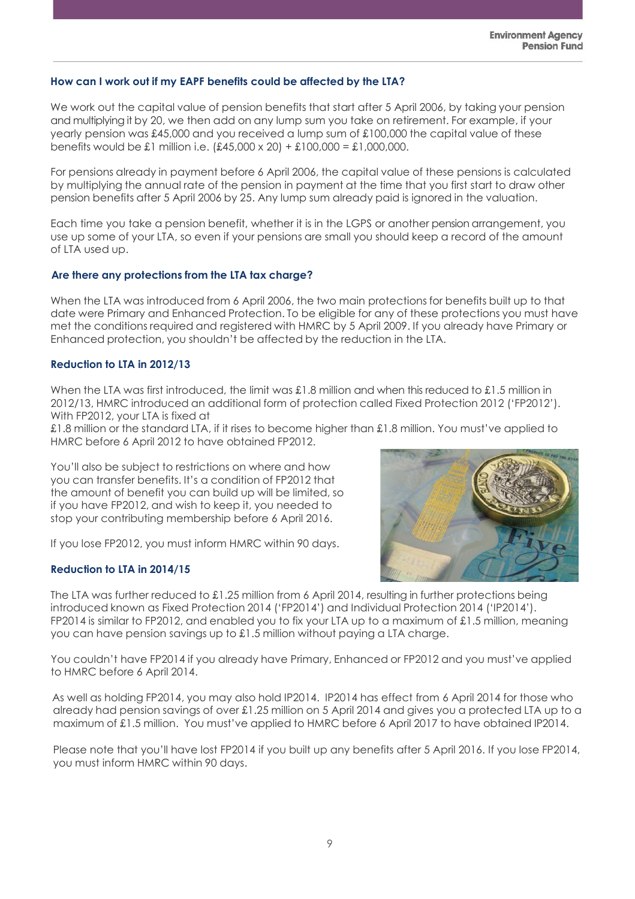### How can I work out if my EAPF benefits could be affected by the LTA?

We work out the capital value of pension benefits that start after 5 April 2006, by taking your pension and multiplying it by 20, we then add on any lump sum you take on retirement. For example, if your yearly pension was £45,000 and you received a lump sum of £100,000 the capital value of these benefits would be £1 million i.e. (£45,000 x 20) + £100,000 = £1,000,000.

For pensions already in payment before 6 April 2006, the capital value of these pensions is calculated by multiplying the annual rate of the pension in payment at the time that you first start to draw other pension benefits after 5 April 2006 by 25. Any lump sum already paid is ignored in the valuation.

Each time you take a pension benefit, whether it is in the LGPS or another pension arrangement, you use up some of your LTA, so even if your pensions are small you should keep a record of the amount of LTA used up.

### Are there any protections from the LTA tax charge?

When the LTA was introduced from 6 April 2006, the two main protections for benefits built up to that date were Primary and Enhanced Protection. To be eligible for any of these protections you must have met the conditions required and registered with HMRC by 5 April 2009. If you already have Primary or Enhanced protection, you shouldn't be affected by the reduction in the LTA.

### Reduction to LTA in 2012/13

When the LTA was first introduced, the limit was £1.8 million and when this reduced to £1.5 million in 2012/13, HMRC introduced an additional form of protection called Fixed Protection 2012 ('FP2012'). With FP2012, your LTA is fixed at £1.8 million or the standard LTA, if it rises to become higher than £1.8 million. You must've applied to HMRC before 6 April 2012 to have obtained FP2012.

You'll also be subject to restrictions on where and how you can transfer benefits. It's a condition of FP2012 that the amount of benefit you can build up will be limited, so if you have FP2012, and wish to keep it, you needed to stop your contributing membership before 6 April 2016.

If you lose FP2012, you must inform HMRC within 90 days.

### Reduction to LTA in 2014/15

The LTA was further reduced to £1.25 million from 6 April 2014, resulting in further protections being introduced known as Fixed Protection 2014 ('FP2014') and Individual Protection 2014 ('IP2014'). FP2014 is similar to FP2012, and enabled you to fix your LTA up to a maximum of £1.5 million, meaning you can have pension savings up to £1.5 million without paying a LTA charge.

You couldn't have FP2014 if you already have Primary, Enhanced or FP2012 and you must've applied to HMRC before 6 April 2014.

As well as holding FP2014, you may also hold IP2014. IP2014 has effect from 6 April 2014 for those who already had pension savings of over £1.25 million on 5 April 2014 and gives you a protected LTA up to a maximum of £1.5 million. You must've applied to HMRC before 6 April 2017 to have obtained IP2014.

Please note that you'll have lost FP2014 if you built up any benefits after 5 April 2016. If you lose FP2014, you must inform HMRC within 90 days.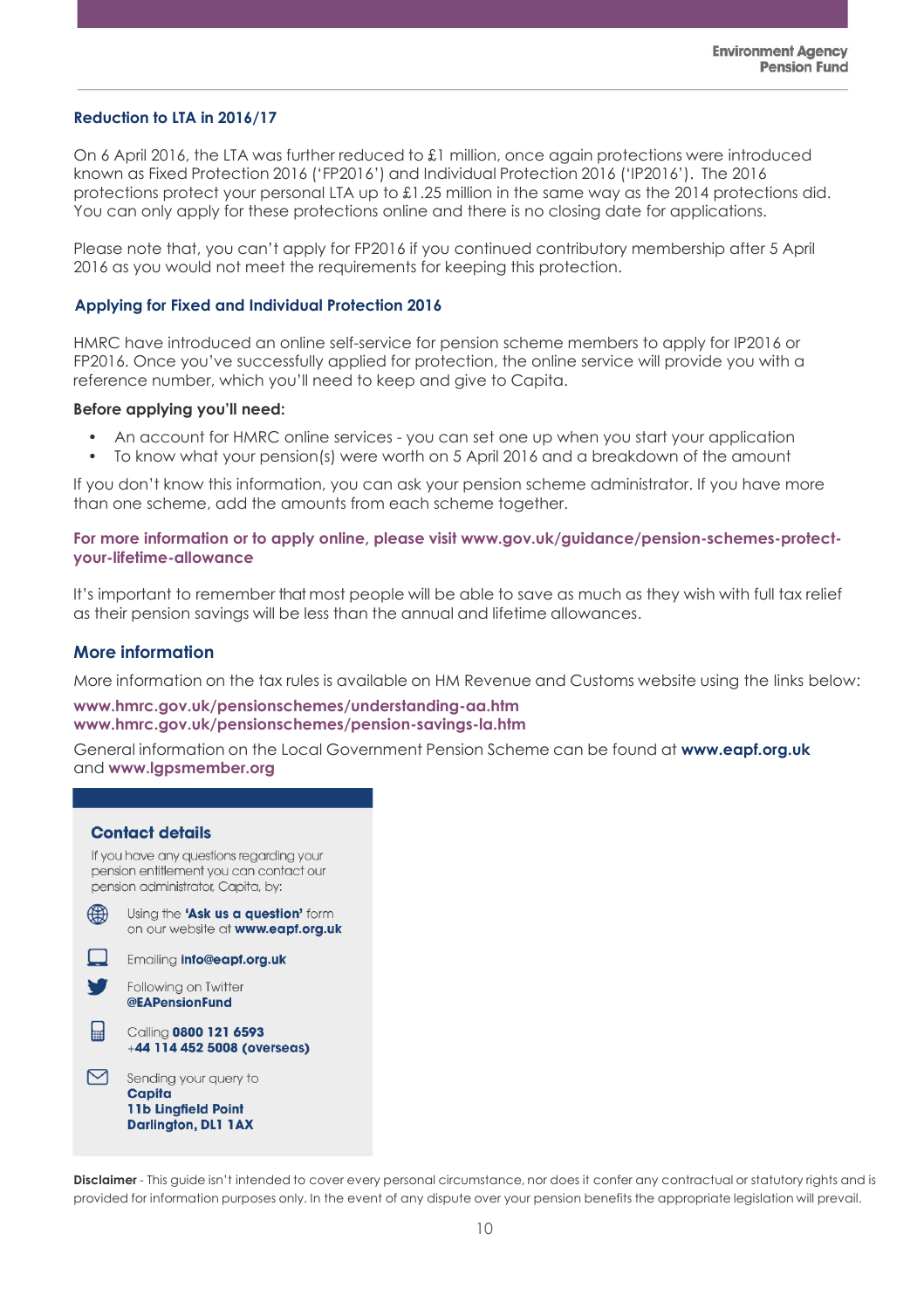### Reduction to LTA in 2016/17

On 6 April 2016, the LTA was further reduced to £1 million, once again protections were introduced known as Fixed Protection 2016 ('FP2016') and Individual Protection 2016 ('IP2016'). The 2016 protections protect your personal LTA up to £1.25 million in the same way as the 2014 protections did. You can only apply for these protections online and there is no closing date for applications.

Please note that, you can't apply for FP2016 if you continued contributory membership after 5 April 2016 as you would not meet the requirements for keeping this protection.

### Applying for Fixed and Individual Protection 2016

HMRC have introduced an online self-service for pension scheme members to apply for IP2016 or FP2016. Once you've successfully applied for protection, the online service will provide you with a reference number, which you'll need to keep and give to Capita.

**Before applying you'll need:**

- An account for HMRC online services - you can set one up when you start your application
- To know what your pension(s) were worth on 5 April 2016 and a breakdown of the amount

If you don't know this information, you can ask your pension scheme administrator. If you have more than one scheme, add the amounts from each scheme together.

**For more information or to apply online, please visit www.gov.uk/guidance/pension-schemes-protect-your-lifetime-allowance**

It's important to remember that most people will be able to save as much as they wish with full tax relief as their pension savings will be less than the annual and lifetime allowances.

## More information

More information on the tax rules is available on HM Revenue and Customs website using the links below:

**www.hmrc.gov.uk/pensionschemes/understanding-aa.htm**
**www.hmrc.gov.uk/pensionschemes/pension-savings-la.htm**

General information on the Local Government Pension Scheme can be found at **www.eapf.org.uk** and **www.lgpsmember.org**

### Contact details

If you have any questions regarding your pension entitlement you can contact our pension administrator, Capita, by:

- Using the **'Ask us a question'** form on our website at **www.eapf.org.uk**
- Emailing **info@eapf.org.uk**
- Following on Twitter **@EAPensionFund**
- Calling **0800 121 6593** **+44 114 452 5008 (overseas)**
- Sending your query to **Capita** **11b Lingfield Point** **Darlington, DL1 1AX**

**Disclaimer** - This guide isn't intended to cover every personal circumstance, nor does it confer any contractual or statutory rights and is provided for information purposes only. In the event of any dispute over your pension benefits the appropriate legislation will prevail.